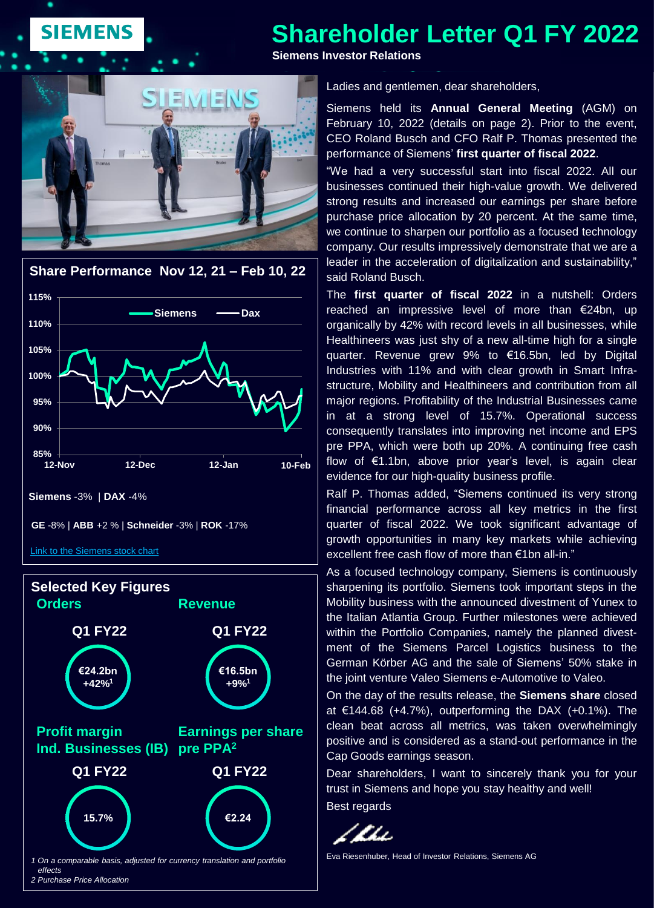# Shareholder Letter Q1 FY 2022

**Siemens Investor Relations**

## Share Performance Nov 12, 21 – Feb 10, 22

**Siemens** -3% | **DAX** -4%

**GE** -8% | **ABB** +2 % | **Schneider** -3% | **ROK** -17%

[Link to the Siemens stock chart]

## Selected Key Figures

| Orders | Revenue |
|---|---|
| Q1 FY22 | Q1 FY22 |
| €24.2bn +42%[1] | €16.5bn +9%[1] |

| Profit margin Ind. Businesses (IB) | Earnings per share pre PPA[2] |
|---|---|
| Q1 FY22 | Q1 FY22 |
| 15.7% | €2.24 |

*1 On a comparable basis, adjusted for currency translation and portfolio effects*
*2 Purchase Price Allocation*

Ladies and gentlemen, dear shareholders,

Siemens held its **Annual General Meeting** (AGM) on February 10, 2022 (details on page 2). Prior to the event, CEO Roland Busch and CFO Ralf P. Thomas presented the performance of Siemens' **first quarter of fiscal 2022**.

"We had a very successful start into fiscal 2022. All our businesses continued their high-value growth. We delivered strong results and increased our earnings per share before purchase price allocation by 20 percent. At the same time, we continue to sharpen our portfolio as a focused technology company. Our results impressively demonstrate that we are a leader in the acceleration of digitalization and sustainability," said Roland Busch.

The **first quarter of fiscal 2022** in a nutshell: Orders reached an impressive level of more than €24bn, up organically by 42% with record levels in all businesses, while Healthineers was just shy of a new all-time high for a single quarter. Revenue grew 9% to €16.5bn, led by Digital Industries with 11% and with clear growth in Smart Infrastructure, Mobility and Healthineers and contribution from all major regions. Profitability of the Industrial Businesses came in at a strong level of 15.7%. Operational success consequently translates into improving net income and EPS pre PPA, which were both up 20%. A continuing free cash flow of €1.1bn, above prior year's level, is again clear evidence for our high-quality business profile.

Ralf P. Thomas added, "Siemens continued its very strong financial performance across all key metrics in the first quarter of fiscal 2022. We took significant advantage of growth opportunities in many key markets while achieving excellent free cash flow of more than €1bn all-in."

As a focused technology company, Siemens is continuously sharpening its portfolio. Siemens took important steps in the Mobility business with the announced divestment of Yunex to the Italian Atlantia Group. Further milestones were achieved within the Portfolio Companies, namely the planned divestment of the Siemens Parcel Logistics business to the German Körber AG and the sale of Siemens' 50% stake in the joint venture Valeo Siemens e-Automotive to Valeo.

On the day of the results release, the **Siemens share** closed at €144.68 (+4.7%), outperforming the DAX (+0.1%). The clean beat across all metrics, was taken overwhelmingly positive and is considered as a stand-out performance in the Cap Goods earnings season.

Dear shareholders, I want to sincerely thank you for your trust in Siemens and hope you stay healthy and well!

Best regards

Eva Riesenhuber, Head of Investor Relations, Siemens AG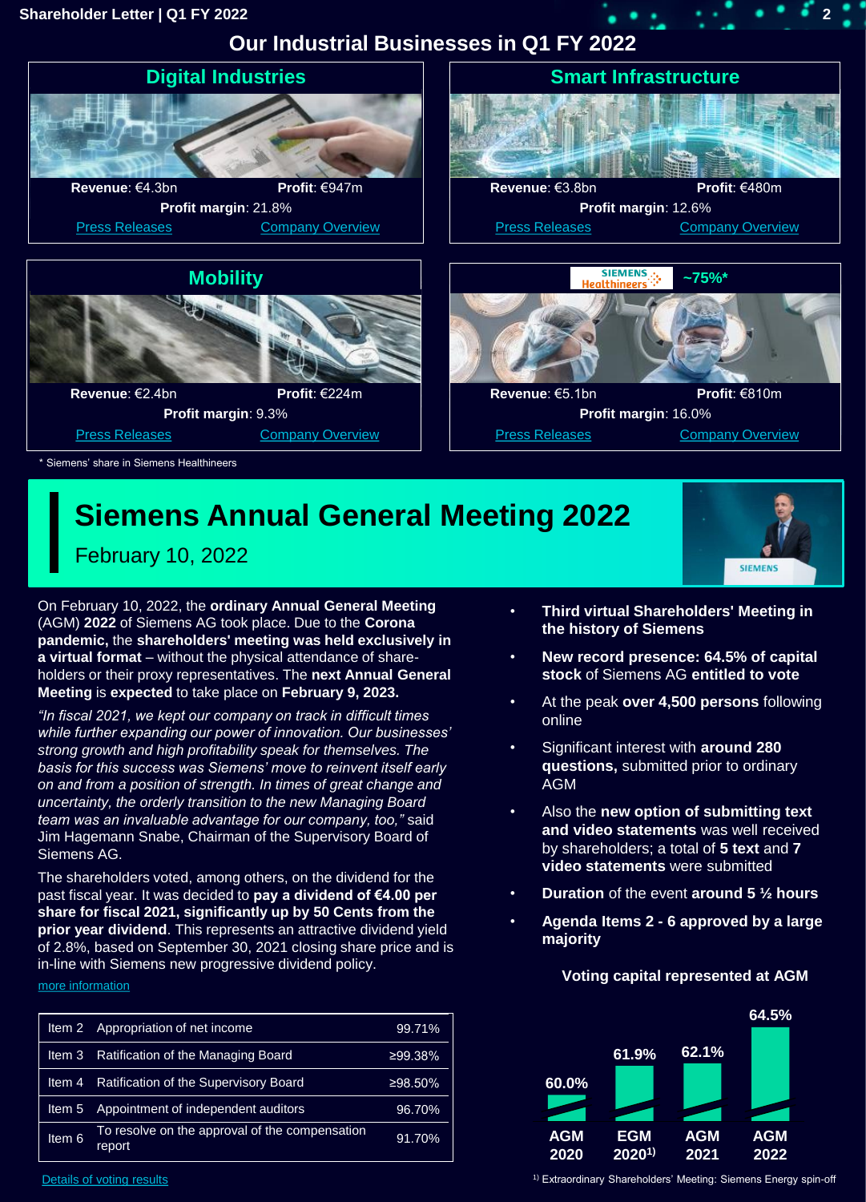# Our Industrial Businesses in Q1 FY 2022

## Digital Industries

**Revenue**: €4.3bn **Profit**: €947m
**Profit margin**: 21.8%
Press Releases Company Overview

## Smart Infrastructure

**Revenue**: €3.8bn **Profit**: €480m
**Profit margin**: 12.6%
Press Releases Company Overview

## Mobility

**Revenue**: €2.4bn **Profit**: €224m
**Profit margin**: 9.3%
Press Releases Company Overview

## Siemens Healthineers ~75%*

**Revenue**: €5.1bn **Profit**: €810m
**Profit margin**: 16.0%
Press Releases Company Overview

\* Siemens' share in Siemens Healthineers

# Siemens Annual General Meeting 2022

February 10, 2022

On February 10, 2022, the **ordinary Annual General Meeting** (AGM) **2022** of Siemens AG took place. Due to the **Corona pandemic,** the **shareholders' meeting was held exclusively in a virtual format** – without the physical attendance of share-holders or their proxy representatives. The **next Annual General Meeting** is **expected** to take place on **February 9, 2023.**

*"In fiscal 2021, we kept our company on track in difficult times while further expanding our power of innovation. Our businesses' strong growth and high profitability speak for themselves. The basis for this success was Siemens' move to reinvent itself early on and from a position of strength. In times of great change and uncertainty, the orderly transition to the new Managing Board team was an invaluable advantage for our company, too,"* said Jim Hagemann Snabe, Chairman of the Supervisory Board of Siemens AG.

The shareholders voted, among others, on the dividend for the past fiscal year. It was decided to **pay a dividend of €4.00 per share for fiscal 2021, significantly up by 50 Cents from the prior year dividend**. This represents an attractive dividend yield of 2.8%, based on September 30, 2021 closing share price and is in-line with Siemens new progressive dividend policy.

more information

| Item | Description | Result |
|---|---|---|
| Item 2 | Appropriation of net income | 99.71% |
| Item 3 | Ratification of the Managing Board | ≥99.38% |
| Item 4 | Ratification of the Supervisory Board | ≥98.50% |
| Item 5 | Appointment of independent auditors | 96.70% |
| Item 6 | To resolve on the approval of the compensation report | 91.70% |

Details of voting results

- **Third virtual Shareholders' Meeting in the history of Siemens**
- **New record presence: 64.5% of capital stock** of Siemens AG **entitled to vote**
- At the peak **over 4,500 persons** following online
- Significant interest with **around 280 questions,** submitted prior to ordinary AGM
- Also the **new option of submitting text and video statements** was well received by shareholders; a total of **5 text** and **7 video statements** were submitted
- **Duration** of the event **around 5 ½ hours**
- **Agenda Items 2 - 6 approved by a large majority**

**Voting capital represented at AGM**

| AGM 2020 | EGM 2020[1] | AGM 2021 | AGM 2022 |
|---|---|---|---|
| 60.0% | 61.9% | 62.1% | 64.5% |

[1] Extraordinary Shareholders' Meeting: Siemens Energy spin-off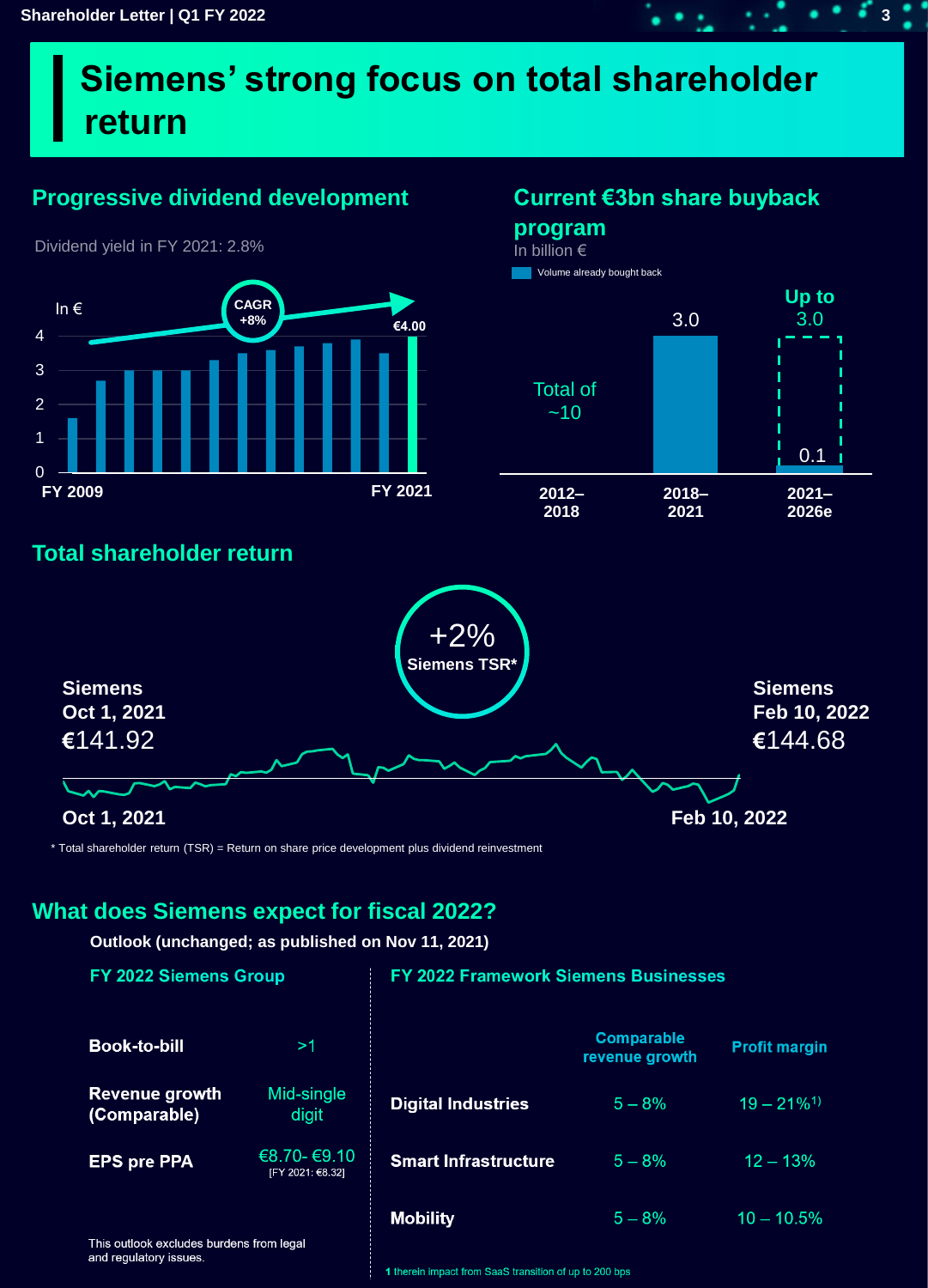# Siemens' strong focus on total shareholder return

## Progressive dividend development

Dividend yield in FY 2021: 2.8%

In €

CAGR +8%

€4.00

FY 2009 — FY 2021

## Current €3bn share buyback program

In billion €

Volume already bought back

| 2012–2018 | 2018–2021 | 2021–2026e |
|---|---|---|
| Total of ~10 | 3.0 | Up to 3.0 (0.1) |

## Total shareholder return

+2% Siemens TSR*

**Siemens Oct 1, 2021** €141.92

**Siemens Feb 10, 2022** €144.68

Oct 1, 2021 — Feb 10, 2022

\* Total shareholder return (TSR) = Return on share price development plus dividend reinvestment

## What does Siemens expect for fiscal 2022?

**Outlook (unchanged; as published on Nov 11, 2021)**

### FY 2022 Siemens Group

| | |
|---|---|
| **Book-to-bill** | >1 |
| **Revenue growth (Comparable)** | Mid-single digit |
| **EPS pre PPA** | €8.70- €9.10 [FY 2021: €8.32] |

This outlook excludes burdens from legal and regulatory issues.

### FY 2022 Framework Siemens Businesses

| | Comparable revenue growth | Profit margin |
|---|---|---|
| **Digital Industries** | 5 – 8% | 19 – 21%[1] |
| **Smart Infrastructure** | 5 – 8% | 12 – 13% |
| **Mobility** | 5 – 8% | 10 – 10.5% |

1 therein impact from SaaS transition of up to 200 bps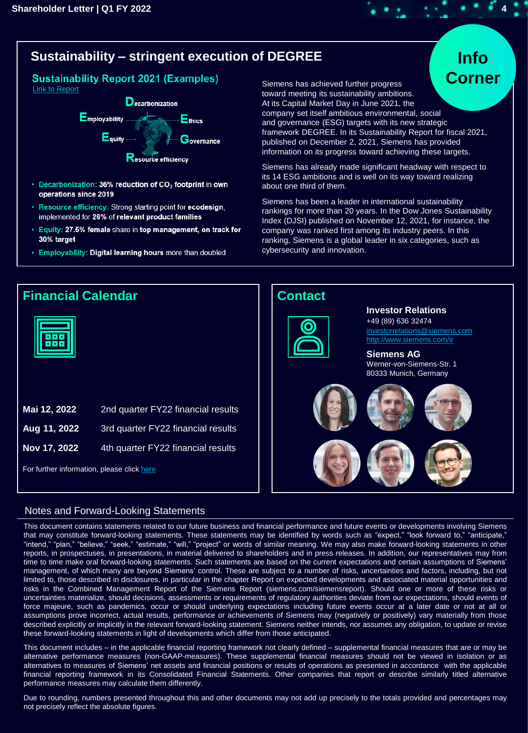# Sustainability – stringent execution of DEGREE

Info Corner

## Sustainability Report 2021 (Examples)

[Link to Report](#)

Decarbonization
Employability
Ethics
Equity
Governance
Resource efficiency

- **Decarbonization:** **36% reduction of $CO_2$ footprint** in own operations **since 2019**
- **Resource efficiency:** Strong starting point for **ecodesign**, implemented for **26%** of **relevant product families**
- **Equity:** **27.5% female** share in **top management, on track for 30% target**
- **Employability:** **Digital learning hours** more than doubled

Siemens has achieved further progress toward meeting its sustainability ambitions. At its Capital Market Day in June 2021, the company set itself ambitious environmental, social and governance (ESG) targets with its new strategic framework DEGREE. In its Sustainability Report for fiscal 2021, published on December 2, 2021, Siemens has provided information on its progress toward achieving these targets.

Siemens has already made significant headway with respect to its 14 ESG ambitions and is well on its way toward realizing about one third of them.

Siemens has been a leader in international sustainability rankings for more than 20 years. In the Dow Jones Sustainability Index (DJSI) published on November 12, 2021, for instance, the company was ranked first among its industry peers. In this ranking, Siemens is a global leader in six categories, such as cybersecurity and innovation.

## Financial Calendar

| | |
|---|---|
| **Mai 12, 2022** | 2nd quarter FY22 financial results |
| **Aug 11, 2022** | 3rd quarter FY22 financial results |
| **Nov 17, 2022** | 4th quarter FY22 financial results |

For further information, please click [here](#)

## Contact

**Investor Relations**
+49 (89) 636 32474
investorrelations@siemens.com
http://www.siemens.com/ir

**Siemens AG**
Werner-von-Siemens-Str. 1
80333 Munich, Germany

## Notes and Forward-Looking Statements

This document contains statements related to our future business and financial performance and future events or developments involving Siemens that may constitute forward-looking statements. These statements may be identified by words such as "expect," "look forward to," "anticipate," "intend," "plan," "believe," "seek," "estimate," "will," "project" or words of similar meaning. We may also make forward-looking statements in other reports, in prospectuses, in presentations, in material delivered to shareholders and in press releases. In addition, our representatives may from time to time make oral forward-looking statements. Such statements are based on the current expectations and certain assumptions of Siemens' management, of which many are beyond Siemens' control. These are subject to a number of risks, uncertainties and factors, including, but not limited to, those described in disclosures, in particular in the chapter Report on expected developments and associated material opportunities and risks in the Combined Management Report of the Siemens Report (siemens.com/siemensreport). Should one or more of these risks or uncertainties materialize, should decisions, assessments or requirements of regulatory authorities deviate from our expectations, should events of force majeure, such as pandemics, occur or should underlying expectations including future events occur at a later date or not at all or assumptions prove incorrect, actual results, performance or achievements of Siemens may (negatively or positively) vary materially from those described explicitly or implicitly in the relevant forward-looking statement. Siemens neither intends, nor assumes any obligation, to update or revise these forward-looking statements in light of developments which differ from those anticipated.

This document includes – in the applicable financial reporting framework not clearly defined – supplemental financial measures that are or may be alternative performance measures (non-GAAP-measures). These supplemental financial measures should not be viewed in isolation or as alternatives to measures of Siemens' net assets and financial positions or results of operations as presented in accordance with the applicable financial reporting framework in its Consolidated Financial Statements. Other companies that report or describe similarly titled alternative performance measures may calculate them differently.

Due to rounding, numbers presented throughout this and other documents may not add up precisely to the totals provided and percentages may not precisely reflect the absolute figures.